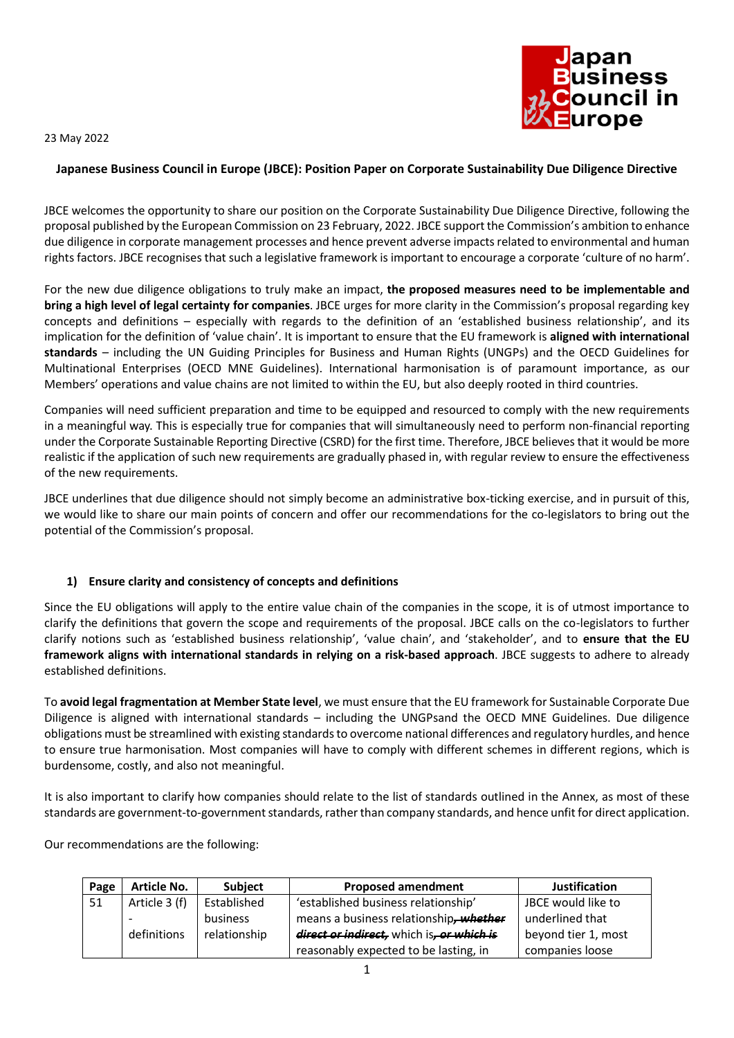23 May 2022

**Japanese Business Council in Europe (JBCE): Position Paper on Corporate Sustainability Due Diligence Directive**

JBCE welcomes the opportunity to share our position on the Corporate Sustainability Due Diligence Directive, following the proposal published by the European Commission on 23 February, 2022. JBCE support the Commission's ambition to enhance due diligence in corporate management processes and hence prevent adverse impacts related to environmental and human rights factors. JBCE recognises that such a legislative framework is important to encourage a corporate 'culture of no harm'.

For the new due diligence obligations to truly make an impact, **the proposed measures need to be implementable and bring a high level of legal certainty for companies**. JBCE urges for more clarity in the Commission's proposal regarding key concepts and definitions – especially with regards to the definition of an 'established business relationship', and its implication for the definition of 'value chain'. It is important to ensure that the EU framework is **aligned with international standards** – including the UN Guiding Principles for Business and Human Rights (UNGPs) and the OECD Guidelines for Multinational Enterprises (OECD MNE Guidelines). International harmonisation is of paramount importance, as our Members' operations and value chains are not limited to within the EU, but also deeply rooted in third countries.

Companies will need sufficient preparation and time to be equipped and resourced to comply with the new requirements in a meaningful way. This is especially true for companies that will simultaneously need to perform non-financial reporting under the Corporate Sustainable Reporting Directive (CSRD) for the first time. Therefore, JBCE believes that it would be more realistic if the application of such new requirements are gradually phased in, with regular review to ensure the effectiveness of the new requirements.

JBCE underlines that due diligence should not simply become an administrative box-ticking exercise, and in pursuit of this, we would like to share our main points of concern and offer our recommendations for the co-legislators to bring out the potential of the Commission's proposal.

### 1) Ensure clarity and consistency of concepts and definitions

Since the EU obligations will apply to the entire value chain of the companies in the scope, it is of utmost importance to clarify the definitions that govern the scope and requirements of the proposal. JBCE calls on the co-legislators to further clarify notions such as 'established business relationship', 'value chain', and 'stakeholder', and to **ensure that the EU framework aligns with international standards in relying on a risk-based approach**. JBCE suggests to adhere to already established definitions.

To **avoid legal fragmentation at Member State level**, we must ensure that the EU framework for Sustainable Corporate Due Diligence is aligned with international standards – including the UNGPsand the OECD MNE Guidelines. Due diligence obligations must be streamlined with existing standards to overcome national differences and regulatory hurdles, and hence to ensure true harmonisation. Most companies will have to comply with different schemes in different regions, which is burdensome, costly, and also not meaningful.

It is also important to clarify how companies should relate to the list of standards outlined in the Annex, as most of these standards are government-to-government standards, rather than company standards, and hence unfit for direct application.

Our recommendations are the following:

| Page | Article No. | Subject | Proposed amendment | Justification |
|---|---|---|---|---|
| 51 | Article 3 (f) - definitions | Established business relationship | 'established business relationship' means a business relationship~~**, whether direct or indirect,**~~ which is~~**, or which is**~~ reasonably expected to be lasting, in | JBCE would like to underlined that beyond tier 1, most companies loose |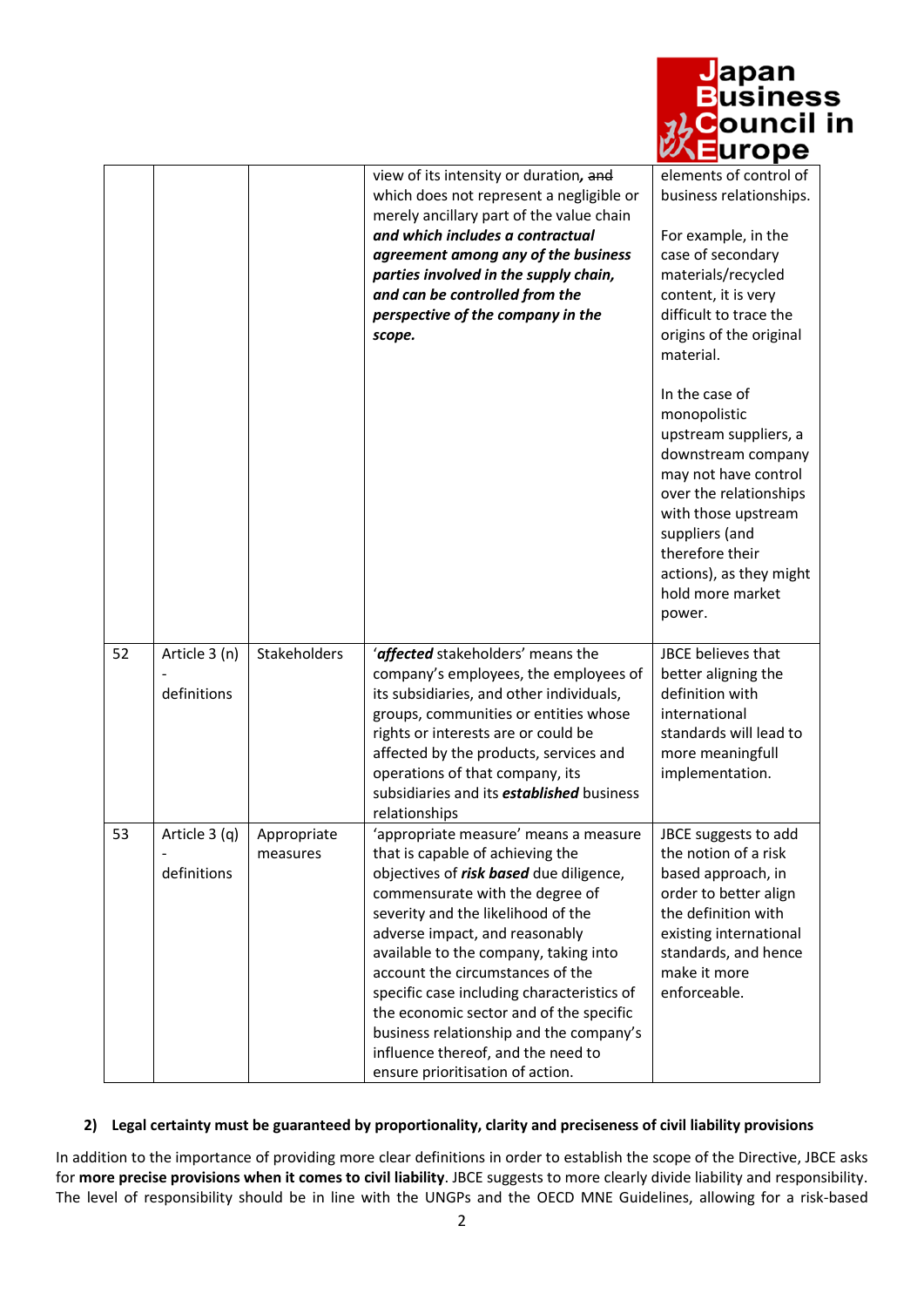| | | | view of its intensity or duration, ~~and~~ which does not represent a negligible or merely ancillary part of the value chain ***and which includes a contractual agreement among any of the business parties involved in the supply chain, and can be controlled from the perspective of the company in the scope.*** | elements of control of business relationships. For example, in the case of secondary materials/recycled content, it is very difficult to trace the origins of the original material. In the case of monopolistic upstream suppliers, a downstream company may not have control over the relationships with those upstream suppliers (and therefore their actions), as they might hold more market power. |
|---|---|---|---|---|
| 52 | Article 3 (n) - definitions | Stakeholders | '***affected*** stakeholders' means the company's employees, the employees of its subsidiaries, and other individuals, groups, communities or entities whose rights or interests are or could be affected by the products, services and operations of that company, its subsidiaries and its ***established*** business relationships | JBCE believes that better aligning the definition with international standards will lead to more meaningfull implementation. |
| 53 | Article 3 (q) - definitions | Appropriate measures | 'appropriate measure' means a measure that is capable of achieving the objectives of ***risk based*** due diligence, commensurate with the degree of severity and the likelihood of the adverse impact, and reasonably available to the company, taking into account the circumstances of the specific case including characteristics of the economic sector and of the specific business relationship and the company's influence thereof, and the need to ensure prioritisation of action. | JBCE suggests to add the notion of a risk based approach, in order to better align the definition with existing international standards, and hence make it more enforceable. |

**2) Legal certainty must be guaranteed by proportionality, clarity and preciseness of civil liability provisions**

In addition to the importance of providing more clear definitions in order to establish the scope of the Directive, JBCE asks for **more precise provisions when it comes to civil liability**. JBCE suggests to more clearly divide liability and responsibility. The level of responsibility should be in line with the UNGPs and the OECD MNE Guidelines, allowing for a risk-based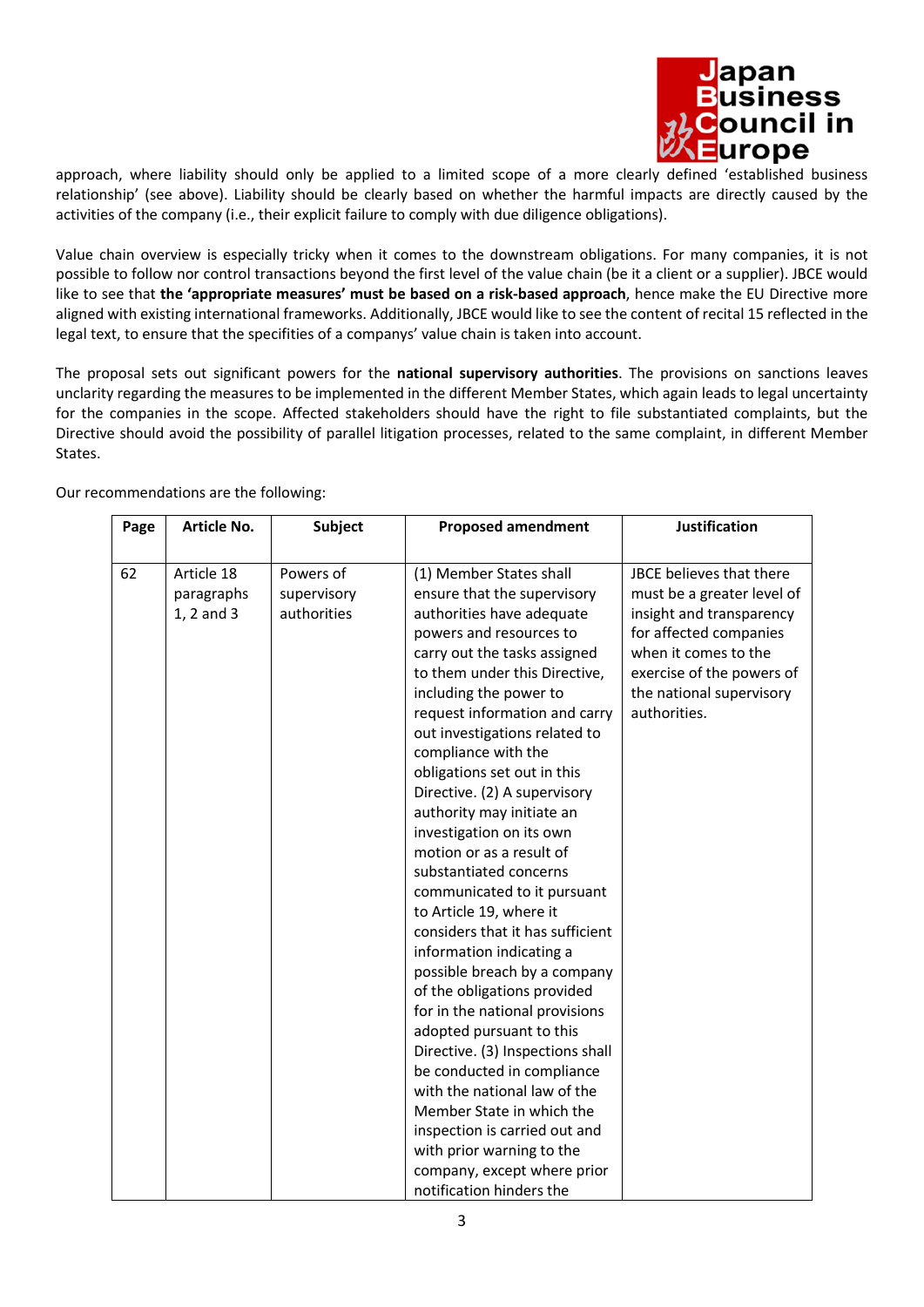approach, where liability should only be applied to a limited scope of a more clearly defined 'established business relationship' (see above). Liability should be clearly based on whether the harmful impacts are directly caused by the activities of the company (i.e., their explicit failure to comply with due diligence obligations).

Value chain overview is especially tricky when it comes to the downstream obligations. For many companies, it is not possible to follow nor control transactions beyond the first level of the value chain (be it a client or a supplier). JBCE would like to see that **the 'appropriate measures' must be based on a risk-based approach**, hence make the EU Directive more aligned with existing international frameworks. Additionally, JBCE would like to see the content of recital 15 reflected in the legal text, to ensure that the specifities of a companys' value chain is taken into account.

The proposal sets out significant powers for the **national supervisory authorities**. The provisions on sanctions leaves unclarity regarding the measures to be implemented in the different Member States, which again leads to legal uncertainty for the companies in the scope. Affected stakeholders should have the right to file substantiated complaints, but the Directive should avoid the possibility of parallel litigation processes, related to the same complaint, in different Member States.

Our recommendations are the following:

| Page | Article No. | Subject | Proposed amendment | Justification |
|---|---|---|---|---|
| 62 | Article 18 paragraphs 1, 2 and 3 | Powers of supervisory authorities | (1) Member States shall ensure that the supervisory authorities have adequate powers and resources to carry out the tasks assigned to them under this Directive, including the power to request information and carry out investigations related to compliance with the obligations set out in this Directive. (2) A supervisory authority may initiate an investigation on its own motion or as a result of substantiated concerns communicated to it pursuant to Article 19, where it considers that it has sufficient information indicating a possible breach by a company of the obligations provided for in the national provisions adopted pursuant to this Directive. (3) Inspections shall be conducted in compliance with the national law of the Member State in which the inspection is carried out and with prior warning to the company, except where prior notification hinders the | JBCE believes that there must be a greater level of insight and transparency for affected companies when it comes to the exercise of the powers of the national supervisory authorities. |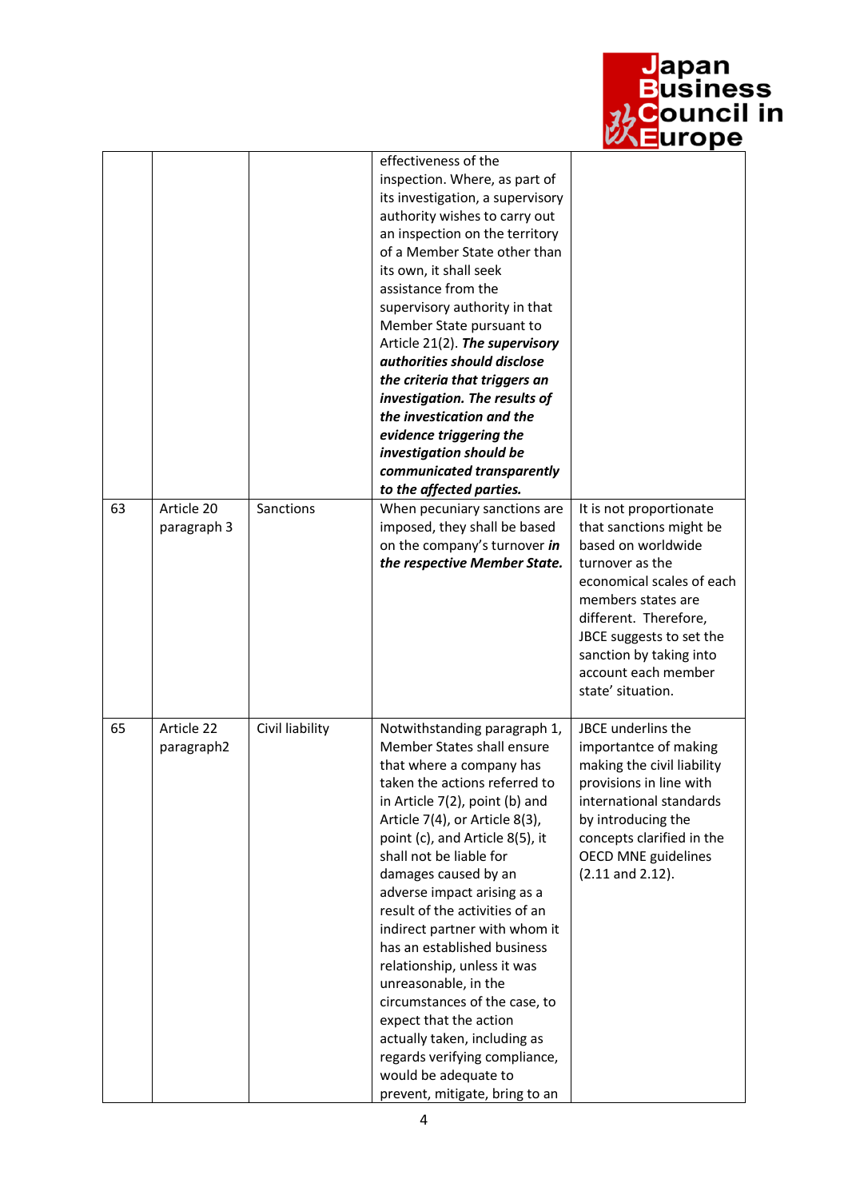| | | | | |
|---|---|---|---|---|
| | | | effectiveness of the inspection. Where, as part of its investigation, a supervisory authority wishes to carry out an inspection on the territory of a Member State other than its own, it shall seek assistance from the supervisory authority in that Member State pursuant to Article 21(2). ***The supervisory authorities should disclose the criteria that triggers an investigation. The results of the investication and the evidence triggering the investigation should be communicated transparently to the affected parties.*** | |
| 63 | Article 20 paragraph 3 | Sanctions | When pecuniary sanctions are imposed, they shall be based on the company's turnover ***in the respective Member State.*** | It is not proportionate that sanctions might be based on worldwide turnover as the economical scales of each members states are different. Therefore, JBCE suggests to set the sanction by taking into account each member state' situation. |
| 65 | Article 22 paragraph2 | Civil liability | Notwithstanding paragraph 1, Member States shall ensure that where a company has taken the actions referred to in Article 7(2), point (b) and Article 7(4), or Article 8(3), point (c), and Article 8(5), it shall not be liable for damages caused by an adverse impact arising as a result of the activities of an indirect partner with whom it has an established business relationship, unless it was unreasonable, in the circumstances of the case, to expect that the action actually taken, including as regards verifying compliance, would be adequate to prevent, mitigate, bring to an | JBCE underlins the importantce of making making the civil liability provisions in line with international standards by introducing the concepts clarified in the OECD MNE guidelines (2.11 and 2.12). |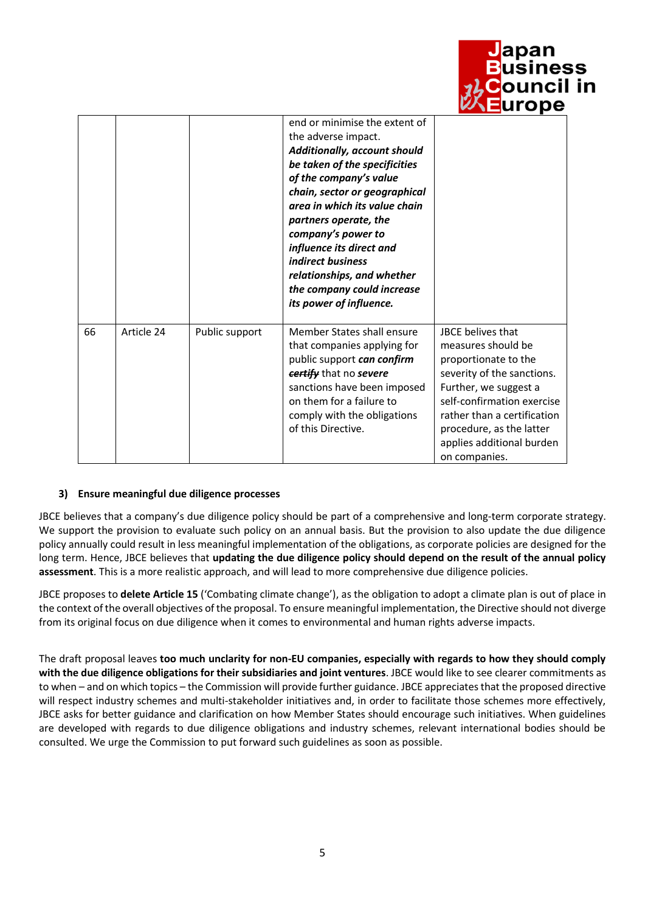| | | | end or minimise the extent of the adverse impact. ***Additionally, account should be taken of the specificities of the company's value chain, sector or geographical area in which its value chain partners operate, the company's power to influence its direct and indirect business relationships, and whether the company could increase its power of influence.*** | |
|---|---|---|---|---|
| 66 | Article 24 | Public support | Member States shall ensure that companies applying for public support ***can confirm*** ~~***certify***~~ that no ***severe*** sanctions have been imposed on them for a failure to comply with the obligations of this Directive. | JBCE belives that measures should be proportionate to the severity of the sanctions. Further, we suggest a self-confirmation exercise rather than a certification procedure, as the latter applies additional burden on companies. |

### 3) Ensure meaningful due diligence processes

JBCE believes that a company's due diligence policy should be part of a comprehensive and long-term corporate strategy. We support the provision to evaluate such policy on an annual basis. But the provision to also update the due diligence policy annually could result in less meaningful implementation of the obligations, as corporate policies are designed for the long term. Hence, JBCE believes that **updating the due diligence policy should depend on the result of the annual policy assessment**. This is a more realistic approach, and will lead to more comprehensive due diligence policies.

JBCE proposes to **delete Article 15** ('Combating climate change'), as the obligation to adopt a climate plan is out of place in the context of the overall objectives of the proposal. To ensure meaningful implementation, the Directive should not diverge from its original focus on due diligence when it comes to environmental and human rights adverse impacts.

The draft proposal leaves **too much unclarity for non-EU companies, especially with regards to how they should comply with the due diligence obligations for their subsidiaries and joint ventures**. JBCE would like to see clearer commitments as to when – and on which topics – the Commission will provide further guidance. JBCE appreciates that the proposed directive will respect industry schemes and multi-stakeholder initiatives and, in order to facilitate those schemes more effectively, JBCE asks for better guidance and clarification on how Member States should encourage such initiatives. When guidelines are developed with regards to due diligence obligations and industry schemes, relevant international bodies should be consulted. We urge the Commission to put forward such guidelines as soon as possible.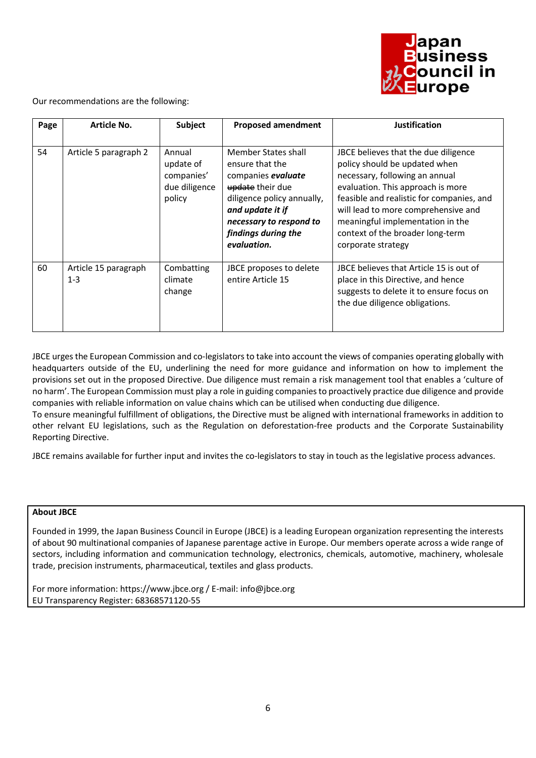Our recommendations are the following:

| Page | Article No. | Subject | Proposed amendment | Justification |
|---|---|---|---|---|
| 54 | Article 5 paragraph 2 | Annual update of companies' due diligence policy | Member States shall ensure that the companies ***evaluate*** ~~update~~ their due diligence policy annually, ***and update it if necessary to respond to findings during the evaluation.*** | JBCE believes that the due diligence policy should be updated when necessary, following an annual evaluation. This approach is more feasible and realistic for companies, and will lead to more comprehensive and meaningful implementation in the context of the broader long-term corporate strategy |
| 60 | Article 15 paragraph 1-3 | Combatting climate change | JBCE proposes to delete entire Article 15 | JBCE believes that Article 15 is out of place in this Directive, and hence suggests to delete it to ensure focus on the due diligence obligations. |

JBCE urges the European Commission and co-legislators to take into account the views of companies operating globally with headquarters outside of the EU, underlining the need for more guidance and information on how to implement the provisions set out in the proposed Directive. Due diligence must remain a risk management tool that enables a 'culture of no harm'. The European Commission must play a role in guiding companies to proactively practice due diligence and provide companies with reliable information on value chains which can be utilised when conducting due diligence.
To ensure meaningful fulfillment of obligations, the Directive must be aligned with international frameworks in addition to other relvant EU legislations, such as the Regulation on deforestation-free products and the Corporate Sustainability Reporting Directive.

JBCE remains available for further input and invites the co-legislators to stay in touch as the legislative process advances.

**About JBCE**

Founded in 1999, the Japan Business Council in Europe (JBCE) is a leading European organization representing the interests of about 90 multinational companies of Japanese parentage active in Europe. Our members operate across a wide range of sectors, including information and communication technology, electronics, chemicals, automotive, machinery, wholesale trade, precision instruments, pharmaceutical, textiles and glass products.

For more information: https://www.jbce.org / E-mail: info@jbce.org
EU Transparency Register: 68368571120-55